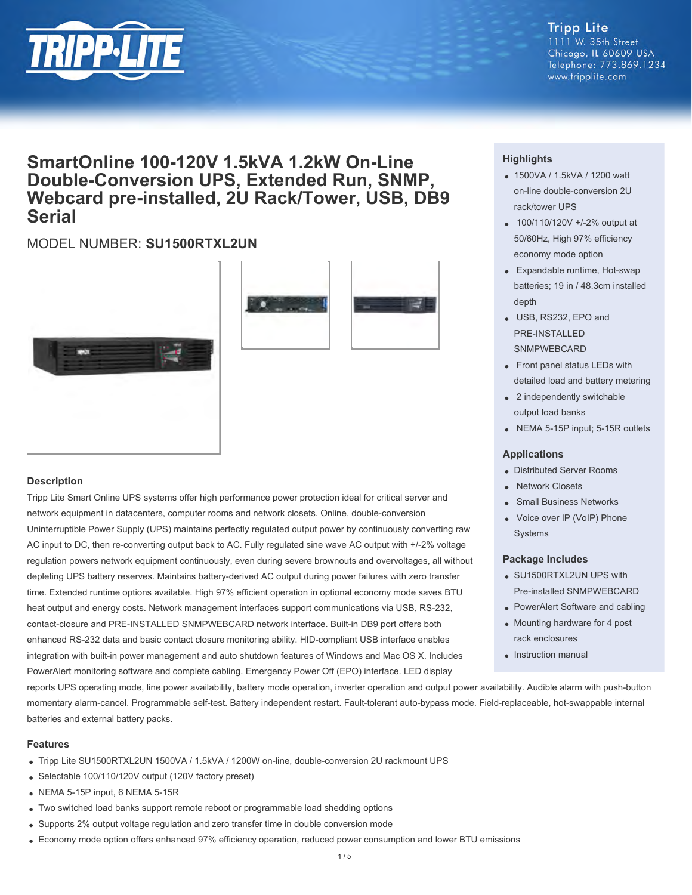Tripp Lite
1111 W. 35th Street
Chicago, IL 60609 USA
Telephone: 773.869.1234
www.tripplite.com

# SmartOnline 100-120V 1.5kVA 1.2kW On-Line Double-Conversion UPS, Extended Run, SNMP, Webcard pre-installed, 2U Rack/Tower, USB, DB9 Serial

## MODEL NUMBER: **SU1500RTXL2UN**

### Highlights

- 1500VA / 1.5kVA / 1200 watt on-line double-conversion 2U rack/tower UPS
- 100/110/120V +/-2% output at 50/60Hz, High 97% efficiency economy mode option
- Expandable runtime, Hot-swap batteries; 19 in / 48.3cm installed depth
- USB, RS232, EPO and PRE-INSTALLED SNMPWEBCARD
- Front panel status LEDs with detailed load and battery metering
- 2 independently switchable output load banks
- NEMA 5-15P input; 5-15R outlets

### Applications

- Distributed Server Rooms
- Network Closets
- Small Business Networks
- Voice over IP (VoIP) Phone Systems

### Package Includes

- SU1500RTXL2UN UPS with Pre-installed SNMPWEBCARD
- PowerAlert Software and cabling
- Mounting hardware for 4 post rack enclosures
- Instruction manual

### Description

Tripp Lite Smart Online UPS systems offer high performance power protection ideal for critical server and network equipment in datacenters, computer rooms and network closets. Online, double-conversion Uninterruptible Power Supply (UPS) maintains perfectly regulated output power by continuously converting raw AC input to DC, then re-converting output back to AC. Fully regulated sine wave AC output with +/-2% voltage regulation powers network equipment continuously, even during severe brownouts and overvoltages, all without depleting UPS battery reserves. Maintains battery-derived AC output during power failures with zero transfer time. Extended runtime options available. High 97% efficient operation in optional economy mode saves BTU heat output and energy costs. Network management interfaces support communications via USB, RS-232, contact-closure and PRE-INSTALLED SNMPWEBCARD network interface. Built-in DB9 port offers both enhanced RS-232 data and basic contact closure monitoring ability. HID-compliant USB interface enables integration with built-in power management and auto shutdown features of Windows and Mac OS X. Includes PowerAlert monitoring software and complete cabling. Emergency Power Off (EPO) interface. LED display reports UPS operating mode, line power availability, battery mode operation, inverter operation and output power availability. Audible alarm with push-button momentary alarm-cancel. Programmable self-test. Battery independent restart. Fault-tolerant auto-bypass mode. Field-replaceable, hot-swappable internal batteries and external battery packs.

### Features

- Tripp Lite SU1500RTXL2UN 1500VA / 1.5kVA / 1200W on-line, double-conversion 2U rackmount UPS
- Selectable 100/110/120V output (120V factory preset)
- NEMA 5-15P input, 6 NEMA 5-15R
- Two switched load banks support remote reboot or programmable load shedding options
- Supports 2% output voltage regulation and zero transfer time in double conversion mode
- Economy mode option offers enhanced 97% efficiency operation, reduced power consumption and lower BTU emissions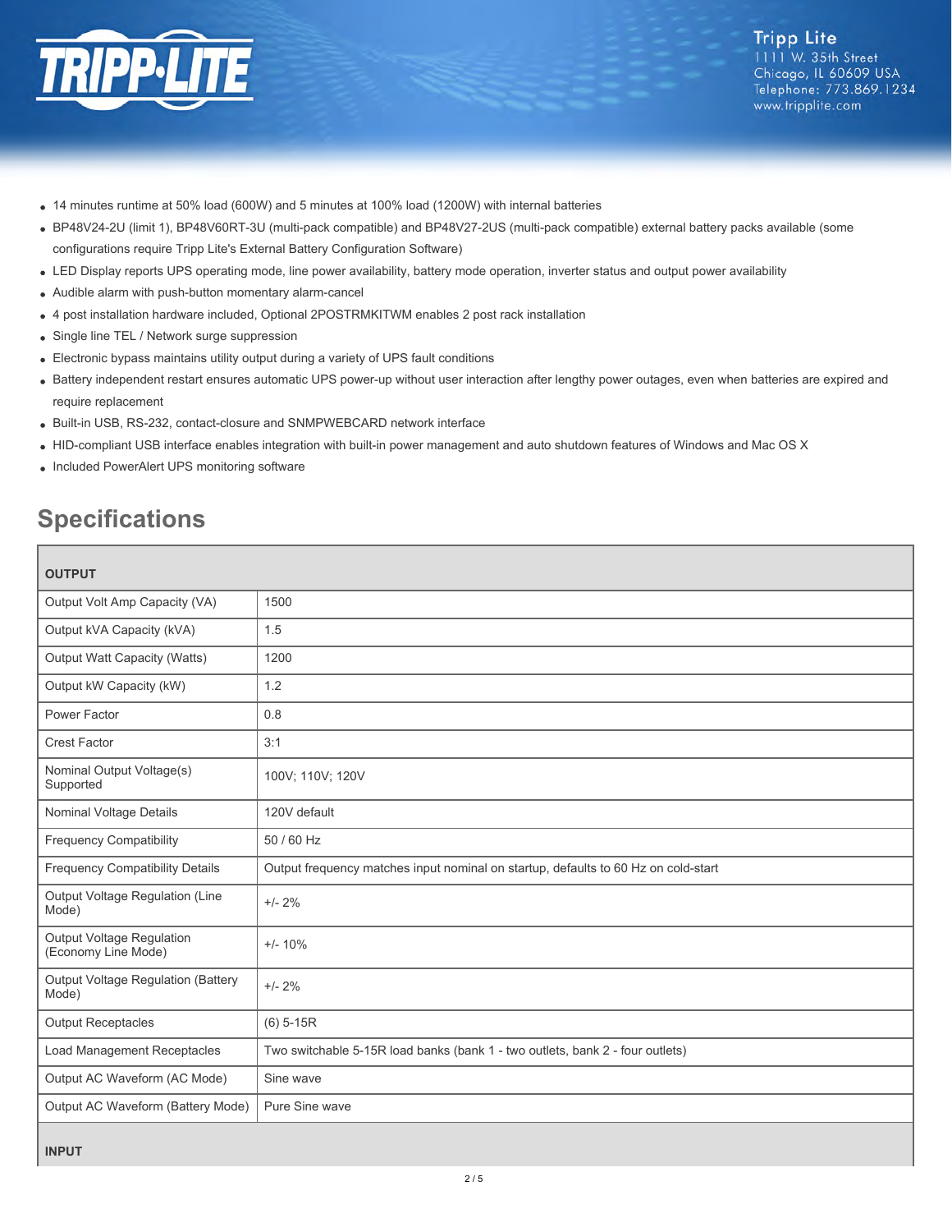- 14 minutes runtime at 50% load (600W) and 5 minutes at 100% load (1200W) with internal batteries
- BP48V24-2U (limit 1), BP48V60RT-3U (multi-pack compatible) and BP48V27-2US (multi-pack compatible) external battery packs available (some configurations require Tripp Lite's External Battery Configuration Software)
- LED Display reports UPS operating mode, line power availability, battery mode operation, inverter status and output power availability
- Audible alarm with push-button momentary alarm-cancel
- 4 post installation hardware included, Optional 2POSTRMKITWM enables 2 post rack installation
- Single line TEL / Network surge suppression
- Electronic bypass maintains utility output during a variety of UPS fault conditions
- Battery independent restart ensures automatic UPS power-up without user interaction after lengthy power outages, even when batteries are expired and require replacement
- Built-in USB, RS-232, contact-closure and SNMPWEBCARD network interface
- HID-compliant USB interface enables integration with built-in power management and auto shutdown features of Windows and Mac OS X
- Included PowerAlert UPS monitoring software

## Specifications

| OUTPUT | |
|---|---|
| Output Volt Amp Capacity (VA) | 1500 |
| Output kVA Capacity (kVA) | 1.5 |
| Output Watt Capacity (Watts) | 1200 |
| Output kW Capacity (kW) | 1.2 |
| Power Factor | 0.8 |
| Crest Factor | 3:1 |
| Nominal Output Voltage(s) Supported | 100V; 110V; 120V |
| Nominal Voltage Details | 120V default |
| Frequency Compatibility | 50 / 60 Hz |
| Frequency Compatibility Details | Output frequency matches input nominal on startup, defaults to 60 Hz on cold-start |
| Output Voltage Regulation (Line Mode) | +/- 2% |
| Output Voltage Regulation (Economy Line Mode) | +/- 10% |
| Output Voltage Regulation (Battery Mode) | +/- 2% |
| Output Receptacles | (6) 5-15R |
| Load Management Receptacles | Two switchable 5-15R load banks (bank 1 - two outlets, bank 2 - four outlets) |
| Output AC Waveform (AC Mode) | Sine wave |
| Output AC Waveform (Battery Mode) | Pure Sine wave |

| INPUT |
|---|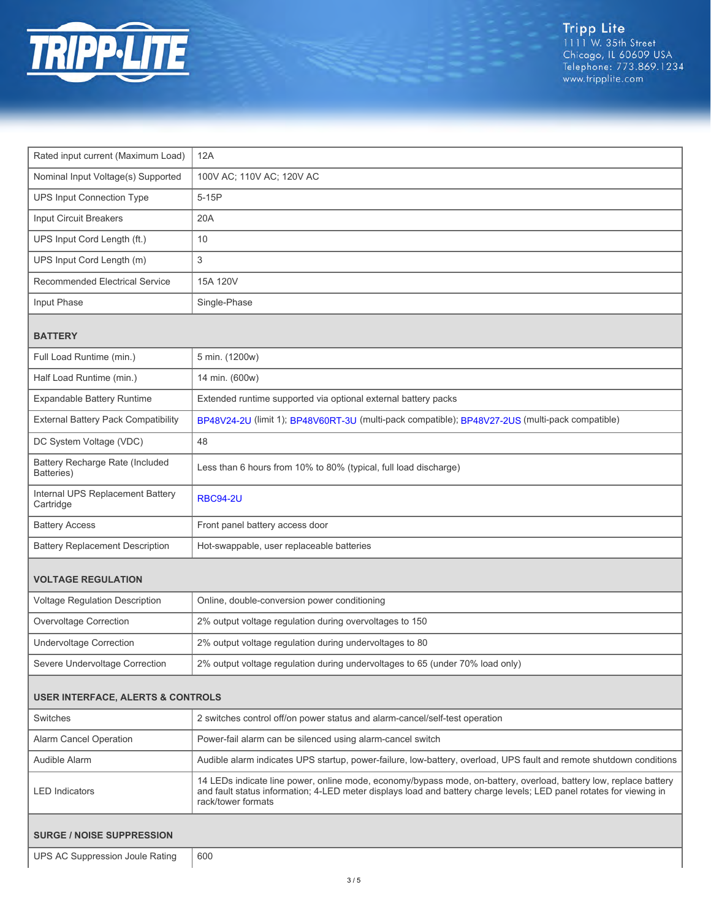| | |
|---|---|
| Rated input current (Maximum Load) | 12A |
| Nominal Input Voltage(s) Supported | 100V AC; 110V AC; 120V AC |
| UPS Input Connection Type | 5-15P |
| Input Circuit Breakers | 20A |
| UPS Input Cord Length (ft.) | 10 |
| UPS Input Cord Length (m) | 3 |
| Recommended Electrical Service | 15A 120V |
| Input Phase | Single-Phase |
| **BATTERY** | |
| Full Load Runtime (min.) | 5 min. (1200w) |
| Half Load Runtime (min.) | 14 min. (600w) |
| Expandable Battery Runtime | Extended runtime supported via optional external battery packs |
| External Battery Pack Compatibility | BP48V24-2U (limit 1); BP48V60RT-3U (multi-pack compatible); BP48V27-2US (multi-pack compatible) |
| DC System Voltage (VDC) | 48 |
| Battery Recharge Rate (Included Batteries) | Less than 6 hours from 10% to 80% (typical, full load discharge) |
| Internal UPS Replacement Battery Cartridge | RBC94-2U |
| Battery Access | Front panel battery access door |
| Battery Replacement Description | Hot-swappable, user replaceable batteries |
| **VOLTAGE REGULATION** | |
| Voltage Regulation Description | Online, double-conversion power conditioning |
| Overvoltage Correction | 2% output voltage regulation during overvoltages to 150 |
| Undervoltage Correction | 2% output voltage regulation during undervoltages to 80 |
| Severe Undervoltage Correction | 2% output voltage regulation during undervoltages to 65 (under 70% load only) |
| **USER INTERFACE, ALERTS & CONTROLS** | |
| Switches | 2 switches control off/on power status and alarm-cancel/self-test operation |
| Alarm Cancel Operation | Power-fail alarm can be silenced using alarm-cancel switch |
| Audible Alarm | Audible alarm indicates UPS startup, power-failure, low-battery, overload, UPS fault and remote shutdown conditions |
| LED Indicators | 14 LEDs indicate line power, online mode, economy/bypass mode, on-battery, overload, battery low, replace battery and fault status information; 4-LED meter displays load and battery charge levels; LED panel rotates for viewing in rack/tower formats |
| **SURGE / NOISE SUPPRESSION** | |
| UPS AC Suppression Joule Rating | 600 |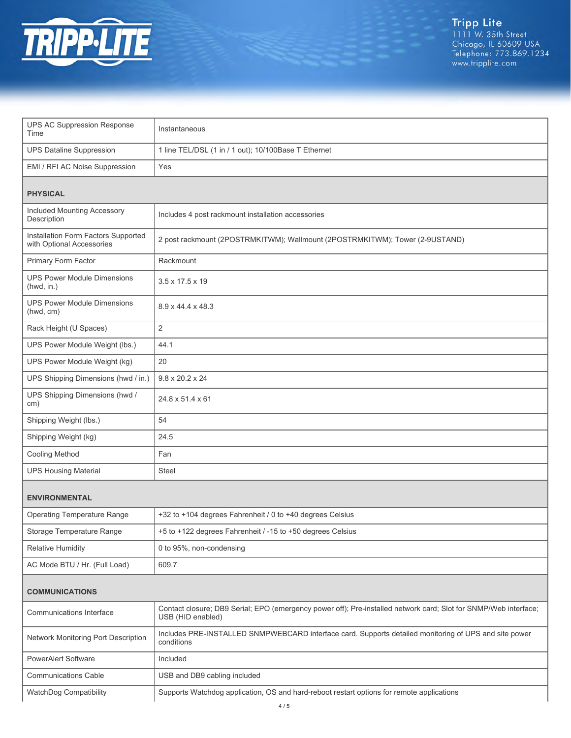| | |
|---|---|
| UPS AC Suppression Response Time | Instantaneous |
| UPS Dataline Suppression | 1 line TEL/DSL (1 in / 1 out); 10/100Base T Ethernet |
| EMI / RFI AC Noise Suppression | Yes |
| **PHYSICAL** | |
| Included Mounting Accessory Description | Includes 4 post rackmount installation accessories |
| Installation Form Factors Supported with Optional Accessories | 2 post rackmount (2POSTRMKITWM); Wallmount (2POSTRMKITWM); Tower (2-9USTAND) |
| Primary Form Factor | Rackmount |
| UPS Power Module Dimensions (hwd, in.) | 3.5 x 17.5 x 19 |
| UPS Power Module Dimensions (hwd, cm) | 8.9 x 44.4 x 48.3 |
| Rack Height (U Spaces) | 2 |
| UPS Power Module Weight (lbs.) | 44.1 |
| UPS Power Module Weight (kg) | 20 |
| UPS Shipping Dimensions (hwd / in.) | 9.8 x 20.2 x 24 |
| UPS Shipping Dimensions (hwd / cm) | 24.8 x 51.4 x 61 |
| Shipping Weight (lbs.) | 54 |
| Shipping Weight (kg) | 24.5 |
| Cooling Method | Fan |
| UPS Housing Material | Steel |
| **ENVIRONMENTAL** | |
| Operating Temperature Range | +32 to +104 degrees Fahrenheit / 0 to +40 degrees Celsius |
| Storage Temperature Range | +5 to +122 degrees Fahrenheit / -15 to +50 degrees Celsius |
| Relative Humidity | 0 to 95%, non-condensing |
| AC Mode BTU / Hr. (Full Load) | 609.7 |
| **COMMUNICATIONS** | |
| Communications Interface | Contact closure; DB9 Serial; EPO (emergency power off); Pre-installed network card; Slot for SNMP/Web interface; USB (HID enabled) |
| Network Monitoring Port Description | Includes PRE-INSTALLED SNMPWEBCARD interface card. Supports detailed monitoring of UPS and site power conditions |
| PowerAlert Software | Included |
| Communications Cable | USB and DB9 cabling included |
| WatchDog Compatibility | Supports Watchdog application, OS and hard-reboot restart options for remote applications |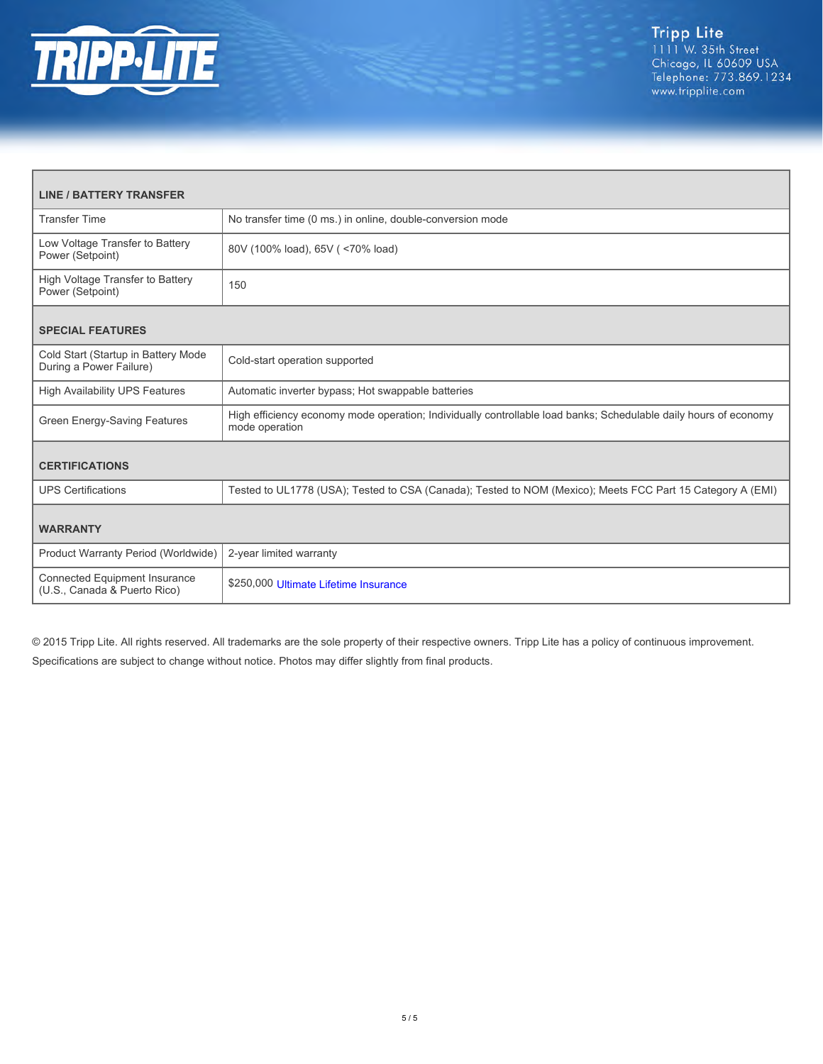| | |
|---|---|
| **LINE / BATTERY TRANSFER** | |
| Transfer Time | No transfer time (0 ms.) in online, double-conversion mode |
| Low Voltage Transfer to Battery Power (Setpoint) | 80V (100% load), 65V ( <70% load) |
| High Voltage Transfer to Battery Power (Setpoint) | 150 |
| **SPECIAL FEATURES** | |
| Cold Start (Startup in Battery Mode During a Power Failure) | Cold-start operation supported |
| High Availability UPS Features | Automatic inverter bypass; Hot swappable batteries |
| Green Energy-Saving Features | High efficiency economy mode operation; Individually controllable load banks; Schedulable daily hours of economy mode operation |
| **CERTIFICATIONS** | |
| UPS Certifications | Tested to UL1778 (USA); Tested to CSA (Canada); Tested to NOM (Mexico); Meets FCC Part 15 Category A (EMI) |
| **WARRANTY** | |
| Product Warranty Period (Worldwide) | 2-year limited warranty |
| Connected Equipment Insurance (U.S., Canada & Puerto Rico) | $250,000 Ultimate Lifetime Insurance |

© 2015 Tripp Lite. All rights reserved. All trademarks are the sole property of their respective owners. Tripp Lite has a policy of continuous improvement. Specifications are subject to change without notice. Photos may differ slightly from final products.